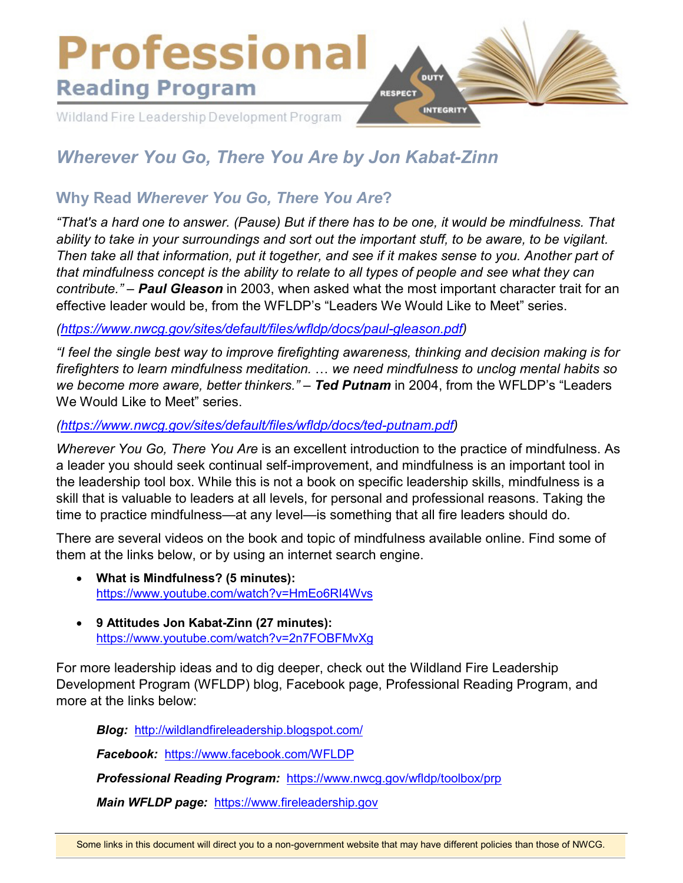# Professional

## Reading Program

Wildland Fire Leadership Development Program

DUTY RESPECT INTEGRITY

## *Wherever You Go, There You Are by Jon Kabat-Zinn*

### Why Read *Wherever You Go, There You Are*?

*"That's a hard one to answer. (Pause) But if there has to be one, it would be mindfulness. That ability to take in your surroundings and sort out the important stuff, to be aware, to be vigilant. Then take all that information, put it together, and see if it makes sense to you. Another part of that mindfulness concept is the ability to relate to all types of people and see what they can contribute."* – ***Paul Gleason*** in 2003, when asked what the most important character trait for an effective leader would be, from the WFLDP's "Leaders We Would Like to Meet" series.

*(https://www.nwcg.gov/sites/default/files/wfldp/docs/paul-gleason.pdf)*

*"I feel the single best way to improve firefighting awareness, thinking and decision making is for firefighters to learn mindfulness meditation. … we need mindfulness to unclog mental habits so we become more aware, better thinkers."* – ***Ted Putnam*** in 2004, from the WFLDP's "Leaders We Would Like to Meet" series.

*(https://www.nwcg.gov/sites/default/files/wfldp/docs/ted-putnam.pdf)*

*Wherever You Go, There You Are* is an excellent introduction to the practice of mindfulness. As a leader you should seek continual self-improvement, and mindfulness is an important tool in the leadership tool box. While this is not a book on specific leadership skills, mindfulness is a skill that is valuable to leaders at all levels, for personal and professional reasons. Taking the time to practice mindfulness—at any level—is something that all fire leaders should do.

There are several videos on the book and topic of mindfulness available online. Find some of them at the links below, or by using an internet search engine.

- **What is Mindfulness? (5 minutes):** https://www.youtube.com/watch?v=HmEo6RI4Wvs
- **9 Attitudes Jon Kabat-Zinn (27 minutes):** https://www.youtube.com/watch?v=2n7FOBFMvXg

For more leadership ideas and to dig deeper, check out the Wildland Fire Leadership Development Program (WFLDP) blog, Facebook page, Professional Reading Program, and more at the links below:

***Blog:*** http://wildlandfireleadership.blogspot.com/

***Facebook:*** https://www.facebook.com/WFLDP

***Professional Reading Program:*** https://www.nwcg.gov/wfldp/toolbox/prp

***Main WFLDP page:*** https://www.fireleadership.gov

Some links in this document will direct you to a non-government website that may have different policies than those of NWCG.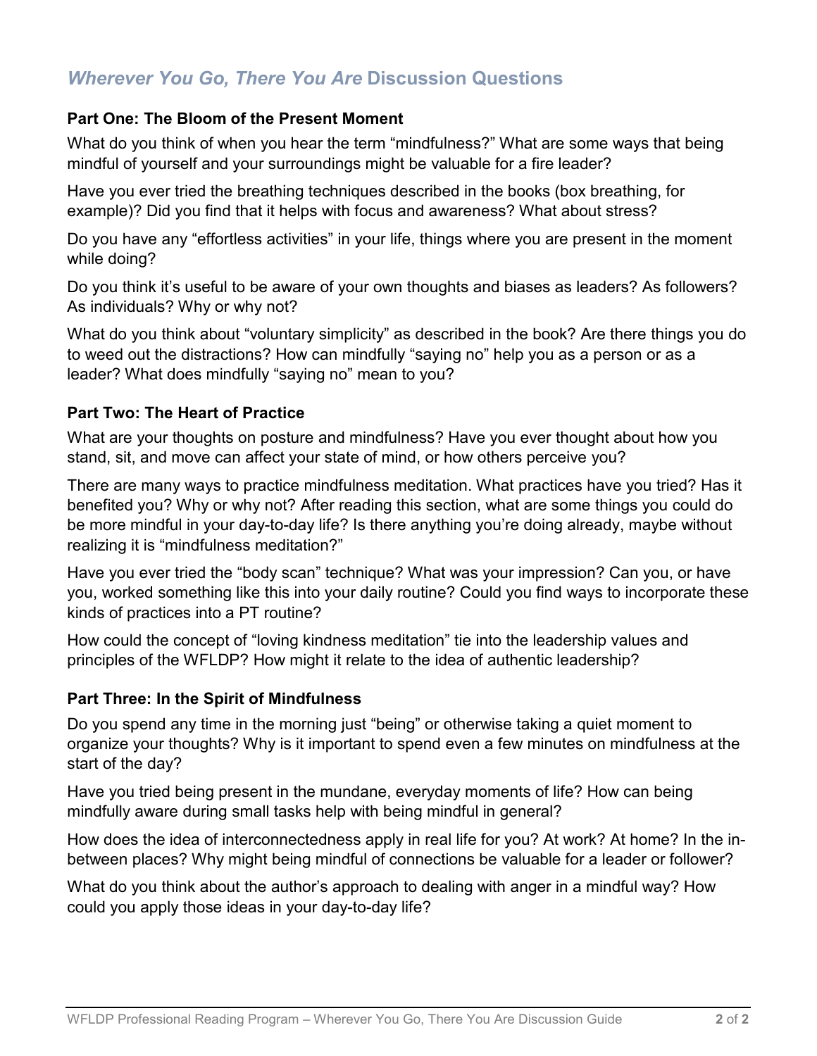## *Wherever You Go, There You Are* Discussion Questions

### Part One: The Bloom of the Present Moment

What do you think of when you hear the term “mindfulness?” What are some ways that being mindful of yourself and your surroundings might be valuable for a fire leader?

Have you ever tried the breathing techniques described in the books (box breathing, for example)? Did you find that it helps with focus and awareness? What about stress?

Do you have any “effortless activities” in your life, things where you are present in the moment while doing?

Do you think it’s useful to be aware of your own thoughts and biases as leaders? As followers? As individuals? Why or why not?

What do you think about “voluntary simplicity” as described in the book? Are there things you do to weed out the distractions? How can mindfully “saying no” help you as a person or as a leader? What does mindfully “saying no” mean to you?

### Part Two: The Heart of Practice

What are your thoughts on posture and mindfulness? Have you ever thought about how you stand, sit, and move can affect your state of mind, or how others perceive you?

There are many ways to practice mindfulness meditation. What practices have you tried? Has it benefited you? Why or why not? After reading this section, what are some things you could do be more mindful in your day-to-day life? Is there anything you’re doing already, maybe without realizing it is “mindfulness meditation?”

Have you ever tried the “body scan” technique? What was your impression? Can you, or have you, worked something like this into your daily routine? Could you find ways to incorporate these kinds of practices into a PT routine?

How could the concept of “loving kindness meditation” tie into the leadership values and principles of the WFLDP? How might it relate to the idea of authentic leadership?

### Part Three: In the Spirit of Mindfulness

Do you spend any time in the morning just “being” or otherwise taking a quiet moment to organize your thoughts? Why is it important to spend even a few minutes on mindfulness at the start of the day?

Have you tried being present in the mundane, everyday moments of life? How can being mindfully aware during small tasks help with being mindful in general?

How does the idea of interconnectedness apply in real life for you? At work? At home? In the in-between places? Why might being mindful of connections be valuable for a leader or follower?

What do you think about the author’s approach to dealing with anger in a mindful way? How could you apply those ideas in your day-to-day life?